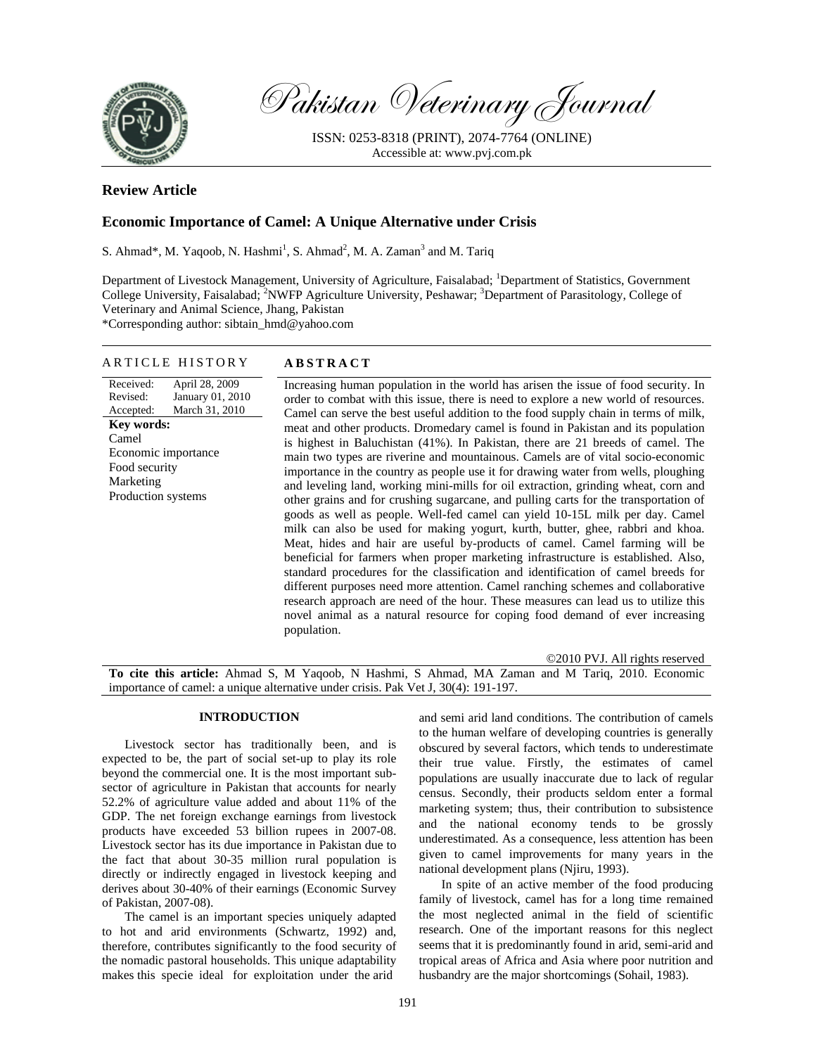# Pakistan Veterinary Journal

ISSN: 0253-8318 (PRINT), 2074-7764 (ONLINE)
Accessible at: www.pvj.com.pk

## Review Article

## Economic Importance of Camel: A Unique Alternative under Crisis

S. Ahmad*, M. Yaqoob, N. Hashmi[1], S. Ahmad[2], M. A. Zaman[3] and M. Tariq

Department of Livestock Management, University of Agriculture, Faisalabad; [1]Department of Statistics, Government College University, Faisalabad; [2]NWFP Agriculture University, Peshawar; [3]Department of Parasitology, College of Veterinary and Animal Science, Jhang, Pakistan
*Corresponding author: sibtain_hmd@yahoo.com

### ARTICLE HISTORY

| | |
|---|---|
| Received: | April 28, 2009 |
| Revised: | January 01, 2010 |
| Accepted: | March 31, 2010 |

**Key words:**
Camel
Economic importance
Food security
Marketing
Production systems

### ABSTRACT

Increasing human population in the world has arisen the issue of food security. In order to combat with this issue, there is need to explore a new world of resources. Camel can serve the best useful addition to the food supply chain in terms of milk, meat and other products. Dromedary camel is found in Pakistan and its population is highest in Baluchistan (41%). In Pakistan, there are 21 breeds of camel. The main two types are riverine and mountainous. Camels are of vital socio-economic importance in the country as people use it for drawing water from wells, ploughing and leveling land, working mini-mills for oil extraction, grinding wheat, corn and other grains and for crushing sugarcane, and pulling carts for the transportation of goods as well as people. Well-fed camel can yield 10-15L milk per day. Camel milk can also be used for making yogurt, kurth, butter, ghee, rabbri and khoa. Meat, hides and hair are useful by-products of camel. Camel farming will be beneficial for farmers when proper marketing infrastructure is established. Also, standard procedures for the classification and identification of camel breeds for different purposes need more attention. Camel ranching schemes and collaborative research approach are need of the hour. These measures can lead us to utilize this novel animal as a natural resource for coping food demand of ever increasing population.

©2010 PVJ. All rights reserved

**To cite this article:** Ahmad S, M Yaqoob, N Hashmi, S Ahmad, MA Zaman and M Tariq, 2010. Economic importance of camel: a unique alternative under crisis. Pak Vet J, 30(4): 191-197.

## INTRODUCTION

Livestock sector has traditionally been, and is expected to be, the part of social set-up to play its role beyond the commercial one. It is the most important sub-sector of agriculture in Pakistan that accounts for nearly 52.2% of agriculture value added and about 11% of the GDP. The net foreign exchange earnings from livestock products have exceeded 53 billion rupees in 2007-08. Livestock sector has its due importance in Pakistan due to the fact that about 30-35 million rural population is directly or indirectly engaged in livestock keeping and derives about 30-40% of their earnings (Economic Survey of Pakistan, 2007-08).

The camel is an important species uniquely adapted to hot and arid environments (Schwartz, 1992) and, therefore, contributes significantly to the food security of the nomadic pastoral households. This unique adaptability makes this specie ideal for exploitation under the arid and semi arid land conditions. The contribution of camels to the human welfare of developing countries is generally obscured by several factors, which tends to underestimate their true value. Firstly, the estimates of camel populations are usually inaccurate due to lack of regular census. Secondly, their products seldom enter a formal marketing system; thus, their contribution to subsistence and the national economy tends to be grossly underestimated. As a consequence, less attention has been given to camel improvements for many years in the national development plans (Njiru, 1993).

In spite of an active member of the food producing family of livestock, camel has for a long time remained the most neglected animal in the field of scientific research. One of the important reasons for this neglect seems that it is predominantly found in arid, semi-arid and tropical areas of Africa and Asia where poor nutrition and husbandry are the major shortcomings (Sohail, 1983).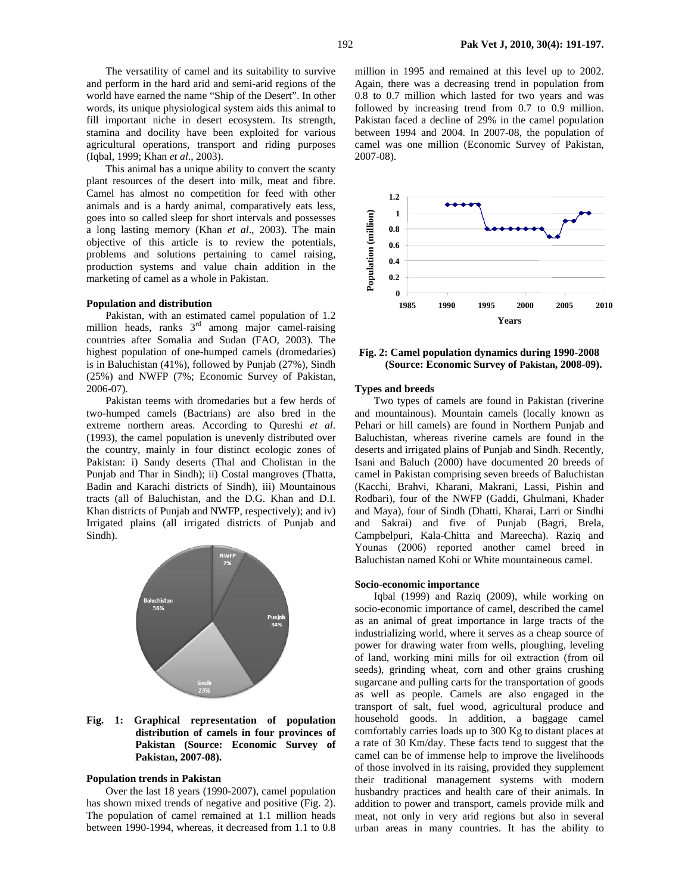The versatility of camel and its suitability to survive and perform in the hard arid and semi-arid regions of the world have earned the name "Ship of the Desert". In other words, its unique physiological system aids this animal to fill important niche in desert ecosystem. Its strength, stamina and docility have been exploited for various agricultural operations, transport and riding purposes (Iqbal, 1999; Khan *et al*., 2003).

This animal has a unique ability to convert the scanty plant resources of the desert into milk, meat and fibre. Camel has almost no competition for feed with other animals and is a hardy animal, comparatively eats less, goes into so called sleep for short intervals and possesses a long lasting memory (Khan *et al*., 2003). The main objective of this article is to review the potentials, problems and solutions pertaining to camel raising, production systems and value chain addition in the marketing of camel as a whole in Pakistan.

**Population and distribution**

Pakistan, with an estimated camel population of 1.2 million heads, ranks 3rd among major camel-raising countries after Somalia and Sudan (FAO, 2003). The highest population of one-humped camels (dromedaries) is in Baluchistan (41%), followed by Punjab (27%), Sindh (25%) and NWFP (7%; Economic Survey of Pakistan, 2006-07).

Pakistan teems with dromedaries but a few herds of two-humped camels (Bactrians) are also bred in the extreme northern areas. According to Qureshi *et al*. (1993), the camel population is unevenly distributed over the country, mainly in four distinct ecologic zones of Pakistan: i) Sandy deserts (Thal and Cholistan in the Punjab and Thar in Sindh); ii) Costal mangroves (Thatta, Badin and Karachi districts of Sindh), iii) Mountainous tracts (all of Baluchistan, and the D.G. Khan and D.I. Khan districts of Punjab and NWFP, respectively); and iv) Irrigated plains (all irrigated districts of Punjab and Sindh).

**Fig. 1: Graphical representation of population distribution of camels in four provinces of Pakistan (Source: Economic Survey of Pakistan, 2007-08).**

**Population trends in Pakistan**

Over the last 18 years (1990-2007), camel population has shown mixed trends of negative and positive (Fig. 2). The population of camel remained at 1.1 million heads between 1990-1994, whereas, it decreased from 1.1 to 0.8 million in 1995 and remained at this level up to 2002. Again, there was a decreasing trend in population from 0.8 to 0.7 million which lasted for two years and was followed by increasing trend from 0.7 to 0.9 million. Pakistan faced a decline of 29% in the camel population between 1994 and 2004. In 2007-08, the population of camel was one million (Economic Survey of Pakistan, 2007-08).

**Fig. 2: Camel population dynamics during 1990-2008 (Source: Economic Survey of Pakistan, 2008-09).**

**Types and breeds**

Two types of camels are found in Pakistan (riverine and mountainous). Mountain camels (locally known as Pehari or hill camels) are found in Northern Punjab and Baluchistan, whereas riverine camels are found in the deserts and irrigated plains of Punjab and Sindh. Recently, Isani and Baluch (2000) have documented 20 breeds of camel in Pakistan comprising seven breeds of Baluchistan (Kacchi, Brahvi, Kharani, Makrani, Lassi, Pishin and Rodbari), four of the NWFP (Gaddi, Ghulmani, Khader and Maya), four of Sindh (Dhatti, Kharai, Larri or Sindhi and Sakrai) and five of Punjab (Bagri, Brela, Campbelpuri, Kala-Chitta and Mareecha). Raziq and Younas (2006) reported another camel breed in Baluchistan named Kohi or White mountaineous camel.

**Socio-economic importance**

Iqbal (1999) and Raziq (2009), while working on socio-economic importance of camel, described the camel as an animal of great importance in large tracts of the industrializing world, where it serves as a cheap source of power for drawing water from wells, ploughing, leveling of land, working mini mills for oil extraction (from oil seeds), grinding wheat, corn and other grains crushing sugarcane and pulling carts for the transportation of goods as well as people. Camels are also engaged in the transport of salt, fuel wood, agricultural produce and household goods. In addition, a baggage camel comfortably carries loads up to 300 Kg to distant places at a rate of 30 Km/day. These facts tend to suggest that the camel can be of immense help to improve the livelihoods of those involved in its raising, provided they supplement their traditional management systems with modern husbandry practices and health care of their animals. In addition to power and transport, camels provide milk and meat, not only in very arid regions but also in several urban areas in many countries. It has the ability to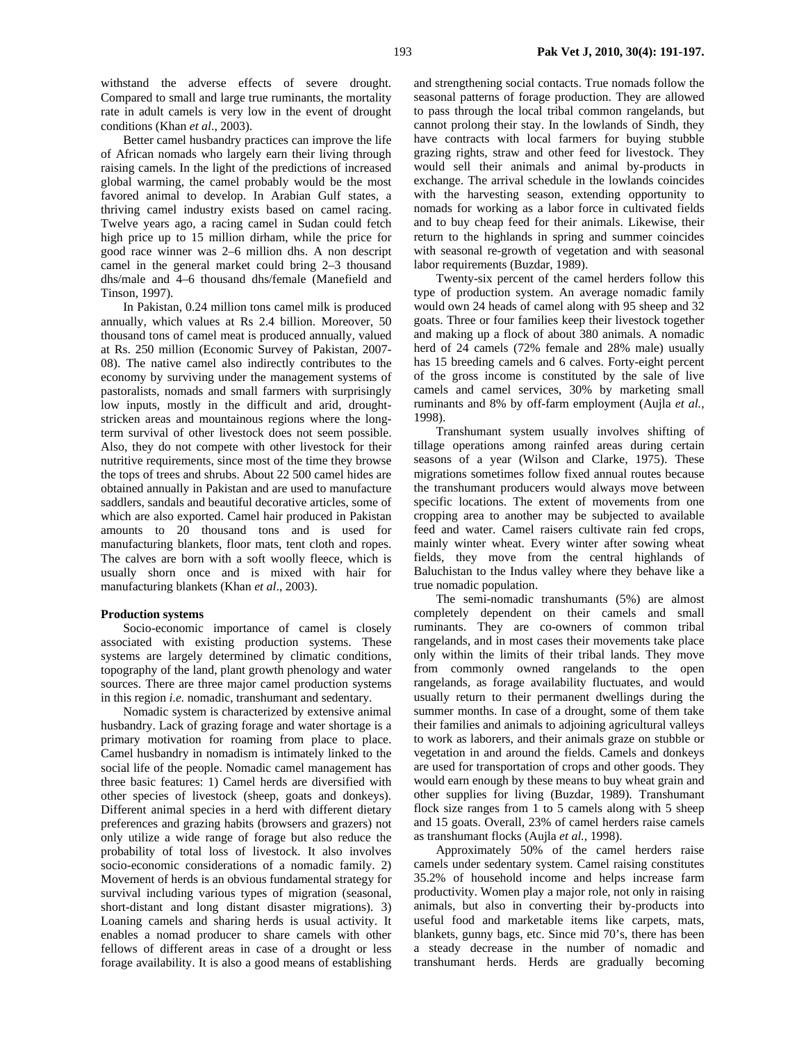withstand the adverse effects of severe drought. Compared to small and large true ruminants, the mortality rate in adult camels is very low in the event of drought conditions (Khan *et al*., 2003).

Better camel husbandry practices can improve the life of African nomads who largely earn their living through raising camels. In the light of the predictions of increased global warming, the camel probably would be the most favored animal to develop. In Arabian Gulf states, a thriving camel industry exists based on camel racing. Twelve years ago, a racing camel in Sudan could fetch high price up to 15 million dirham, while the price for good race winner was 2–6 million dhs. A non descript camel in the general market could bring 2–3 thousand dhs/male and 4–6 thousand dhs/female (Manefield and Tinson, 1997).

In Pakistan, 0.24 million tons camel milk is produced annually, which values at Rs 2.4 billion. Moreover, 50 thousand tons of camel meat is produced annually, valued at Rs. 250 million (Economic Survey of Pakistan, 2007-08). The native camel also indirectly contributes to the economy by surviving under the management systems of pastoralists, nomads and small farmers with surprisingly low inputs, mostly in the difficult and arid, drought-stricken areas and mountainous regions where the long-term survival of other livestock does not seem possible. Also, they do not compete with other livestock for their nutritive requirements, since most of the time they browse the tops of trees and shrubs. About 22 500 camel hides are obtained annually in Pakistan and are used to manufacture saddlers, sandals and beautiful decorative articles, some of which are also exported. Camel hair produced in Pakistan amounts to 20 thousand tons and is used for manufacturing blankets, floor mats, tent cloth and ropes. The calves are born with a soft woolly fleece, which is usually shorn once and is mixed with hair for manufacturing blankets (Khan *et al*., 2003).

**Production systems**

Socio-economic importance of camel is closely associated with existing production systems. These systems are largely determined by climatic conditions, topography of the land, plant growth phenology and water sources. There are three major camel production systems in this region *i.e.* nomadic, transhumant and sedentary.

Nomadic system is characterized by extensive animal husbandry. Lack of grazing forage and water shortage is a primary motivation for roaming from place to place. Camel husbandry in nomadism is intimately linked to the social life of the people. Nomadic camel management has three basic features: 1) Camel herds are diversified with other species of livestock (sheep, goats and donkeys). Different animal species in a herd with different dietary preferences and grazing habits (browsers and grazers) not only utilize a wide range of forage but also reduce the probability of total loss of livestock. It also involves socio-economic considerations of a nomadic family. 2) Movement of herds is an obvious fundamental strategy for survival including various types of migration (seasonal, short-distant and long distant disaster migrations). 3) Loaning camels and sharing herds is usual activity. It enables a nomad producer to share camels with other fellows of different areas in case of a drought or less forage availability. It is also a good means of establishing and strengthening social contacts. True nomads follow the seasonal patterns of forage production. They are allowed to pass through the local tribal common rangelands, but cannot prolong their stay. In the lowlands of Sindh, they have contracts with local farmers for buying stubble grazing rights, straw and other feed for livestock. They would sell their animals and animal by-products in exchange. The arrival schedule in the lowlands coincides with the harvesting season, extending opportunity to nomads for working as a labor force in cultivated fields and to buy cheap feed for their animals. Likewise, their return to the highlands in spring and summer coincides with seasonal re-growth of vegetation and with seasonal labor requirements (Buzdar, 1989).

Twenty-six percent of the camel herders follow this type of production system. An average nomadic family would own 24 heads of camel along with 95 sheep and 32 goats. Three or four families keep their livestock together and making up a flock of about 380 animals. A nomadic herd of 24 camels (72% female and 28% male) usually has 15 breeding camels and 6 calves. Forty-eight percent of the gross income is constituted by the sale of live camels and camel services, 30% by marketing small ruminants and 8% by off-farm employment (Aujla *et al.*, 1998).

Transhumant system usually involves shifting of tillage operations among rainfed areas during certain seasons of a year (Wilson and Clarke, 1975). These migrations sometimes follow fixed annual routes because the transhumant producers would always move between specific locations. The extent of movements from one cropping area to another may be subjected to available feed and water. Camel raisers cultivate rain fed crops, mainly winter wheat. Every winter after sowing wheat fields, they move from the central highlands of Baluchistan to the Indus valley where they behave like a true nomadic population.

The semi-nomadic transhumants (5%) are almost completely dependent on their camels and small ruminants. They are co-owners of common tribal rangelands, and in most cases their movements take place only within the limits of their tribal lands. They move from commonly owned rangelands to the open rangelands, as forage availability fluctuates, and would usually return to their permanent dwellings during the summer months. In case of a drought, some of them take their families and animals to adjoining agricultural valleys to work as laborers, and their animals graze on stubble or vegetation in and around the fields. Camels and donkeys are used for transportation of crops and other goods. They would earn enough by these means to buy wheat grain and other supplies for living (Buzdar, 1989). Transhumant flock size ranges from 1 to 5 camels along with 5 sheep and 15 goats. Overall, 23% of camel herders raise camels as transhumant flocks (Aujla *et al.,* 1998).

Approximately 50% of the camel herders raise camels under sedentary system. Camel raising constitutes 35.2% of household income and helps increase farm productivity. Women play a major role, not only in raising animals, but also in converting their by-products into useful food and marketable items like carpets, mats, blankets, gunny bags, etc. Since mid 70's, there has been a steady decrease in the number of nomadic and transhumant herds. Herds are gradually becoming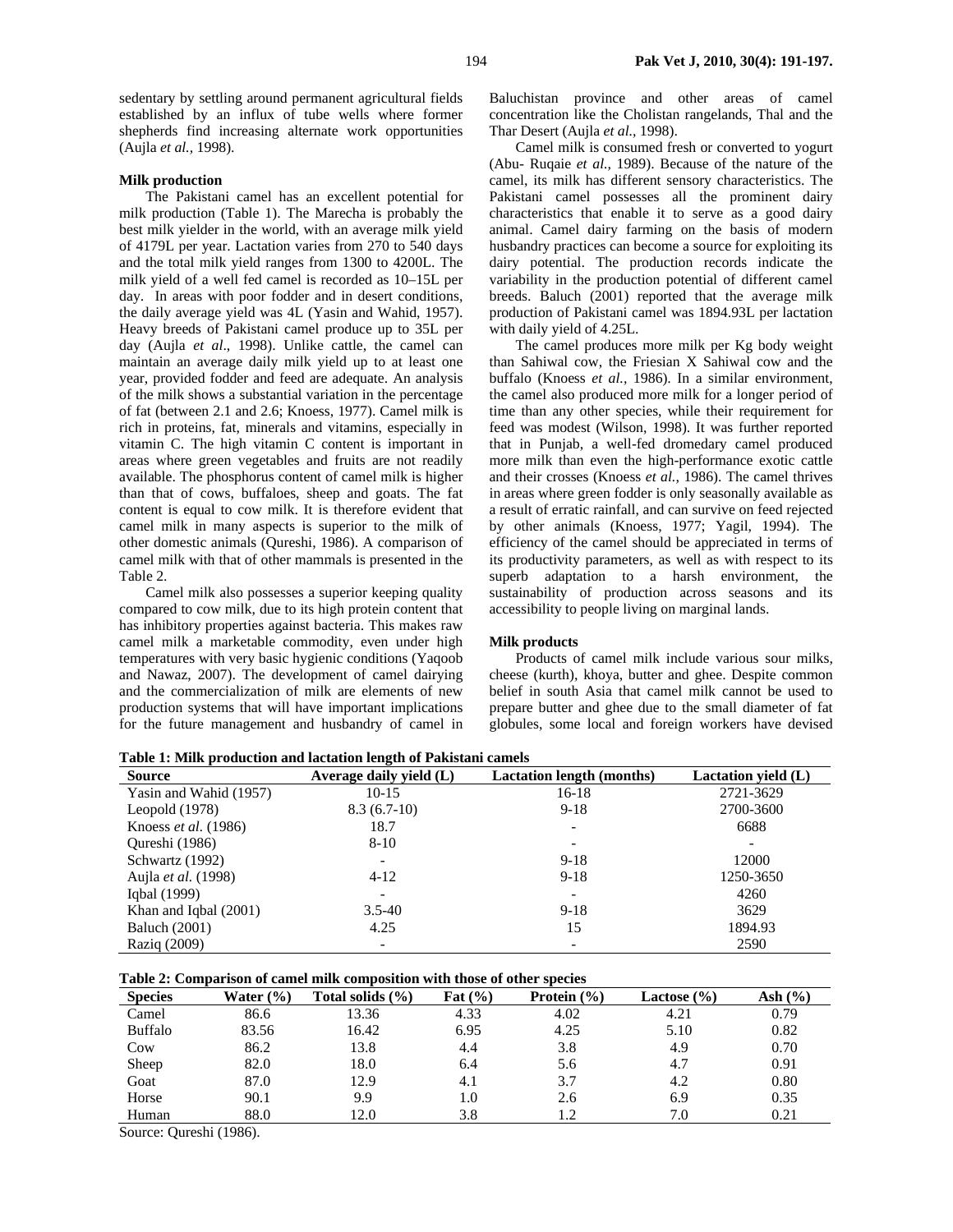sedentary by settling around permanent agricultural fields established by an influx of tube wells where former shepherds find increasing alternate work opportunities (Aujla *et al.*, 1998).

### Milk production

The Pakistani camel has an excellent potential for milk production (Table 1). The Marecha is probably the best milk yielder in the world, with an average milk yield of 4179L per year. Lactation varies from 270 to 540 days and the total milk yield ranges from 1300 to 4200L. The milk yield of a well fed camel is recorded as 10–15L per day. In areas with poor fodder and in desert conditions, the daily average yield was 4L (Yasin and Wahid, 1957). Heavy breeds of Pakistani camel produce up to 35L per day (Aujla *et al*., 1998). Unlike cattle, the camel can maintain an average daily milk yield up to at least one year, provided fodder and feed are adequate. An analysis of the milk shows a substantial variation in the percentage of fat (between 2.1 and 2.6; Knoess, 1977). Camel milk is rich in proteins, fat, minerals and vitamins, especially in vitamin C. The high vitamin C content is important in areas where green vegetables and fruits are not readily available. The phosphorus content of camel milk is higher than that of cows, buffaloes, sheep and goats. The fat content is equal to cow milk. It is therefore evident that camel milk in many aspects is superior to the milk of other domestic animals (Qureshi, 1986). A comparison of camel milk with that of other mammals is presented in the Table 2.

Camel milk also possesses a superior keeping quality compared to cow milk, due to its high protein content that has inhibitory properties against bacteria. This makes raw camel milk a marketable commodity, even under high temperatures with very basic hygienic conditions (Yaqoob and Nawaz, 2007). The development of camel dairying and the commercialization of milk are elements of new production systems that will have important implications for the future management and husbandry of camel in Baluchistan province and other areas of camel concentration like the Cholistan rangelands, Thal and the Thar Desert (Aujla *et al.*, 1998).

Camel milk is consumed fresh or converted to yogurt (Abu- Ruqaie *et al.*, 1989). Because of the nature of the camel, its milk has different sensory characteristics. The Pakistani camel possesses all the prominent dairy characteristics that enable it to serve as a good dairy animal. Camel dairy farming on the basis of modern husbandry practices can become a source for exploiting its dairy potential. The production records indicate the variability in the production potential of different camel breeds. Baluch (2001) reported that the average milk production of Pakistani camel was 1894.93L per lactation with daily yield of 4.25L.

The camel produces more milk per Kg body weight than Sahiwal cow, the Friesian X Sahiwal cow and the buffalo (Knoess *et al.*, 1986). In a similar environment, the camel also produced more milk for a longer period of time than any other species, while their requirement for feed was modest (Wilson, 1998). It was further reported that in Punjab, a well-fed dromedary camel produced more milk than even the high-performance exotic cattle and their crosses (Knoess *et al.*, 1986). The camel thrives in areas where green fodder is only seasonally available as a result of erratic rainfall, and can survive on feed rejected by other animals (Knoess, 1977; Yagil, 1994). The efficiency of the camel should be appreciated in terms of its productivity parameters, as well as with respect to its superb adaptation to a harsh environment, the sustainability of production across seasons and its accessibility to people living on marginal lands.

### Milk products

Products of camel milk include various sour milks, cheese (kurth), khoya, butter and ghee. Despite common belief in south Asia that camel milk cannot be used to prepare butter and ghee due to the small diameter of fat globules, some local and foreign workers have devised

**Table 1: Milk production and lactation length of Pakistani camels**

| Source | Average daily yield (L) | Lactation length (months) | Lactation yield (L) |
|---|---|---|---|
| Yasin and Wahid (1957) | 10-15 | 16-18 | 2721-3629 |
| Leopold (1978) | 8.3 (6.7-10) | 9-18 | 2700-3600 |
| Knoess *et al.* (1986) | 18.7 | - | 6688 |
| Qureshi (1986) | 8-10 | - | - |
| Schwartz (1992) | - | 9-18 | 12000 |
| Aujla *et al.* (1998) | 4-12 | 9-18 | 1250-3650 |
| Iqbal (1999) | - | - | 4260 |
| Khan and Iqbal (2001) | 3.5-40 | 9-18 | 3629 |
| Baluch (2001) | 4.25 | 15 | 1894.93 |
| Raziq (2009) | - | - | 2590 |

**Table 2: Comparison of camel milk composition with those of other species**

| Species | Water (%) | Total solids (%) | Fat (%) | Protein (%) | Lactose (%) | Ash (%) |
|---|---|---|---|---|---|---|
| Camel | 86.6 | 13.36 | 4.33 | 4.02 | 4.21 | 0.79 |
| Buffalo | 83.56 | 16.42 | 6.95 | 4.25 | 5.10 | 0.82 |
| Cow | 86.2 | 13.8 | 4.4 | 3.8 | 4.9 | 0.70 |
| Sheep | 82.0 | 18.0 | 6.4 | 5.6 | 4.7 | 0.91 |
| Goat | 87.0 | 12.9 | 4.1 | 3.7 | 4.2 | 0.80 |
| Horse | 90.1 | 9.9 | 1.0 | 2.6 | 6.9 | 0.35 |
| Human | 88.0 | 12.0 | 3.8 | 1.2 | 7.0 | 0.21 |

Source: Qureshi (1986).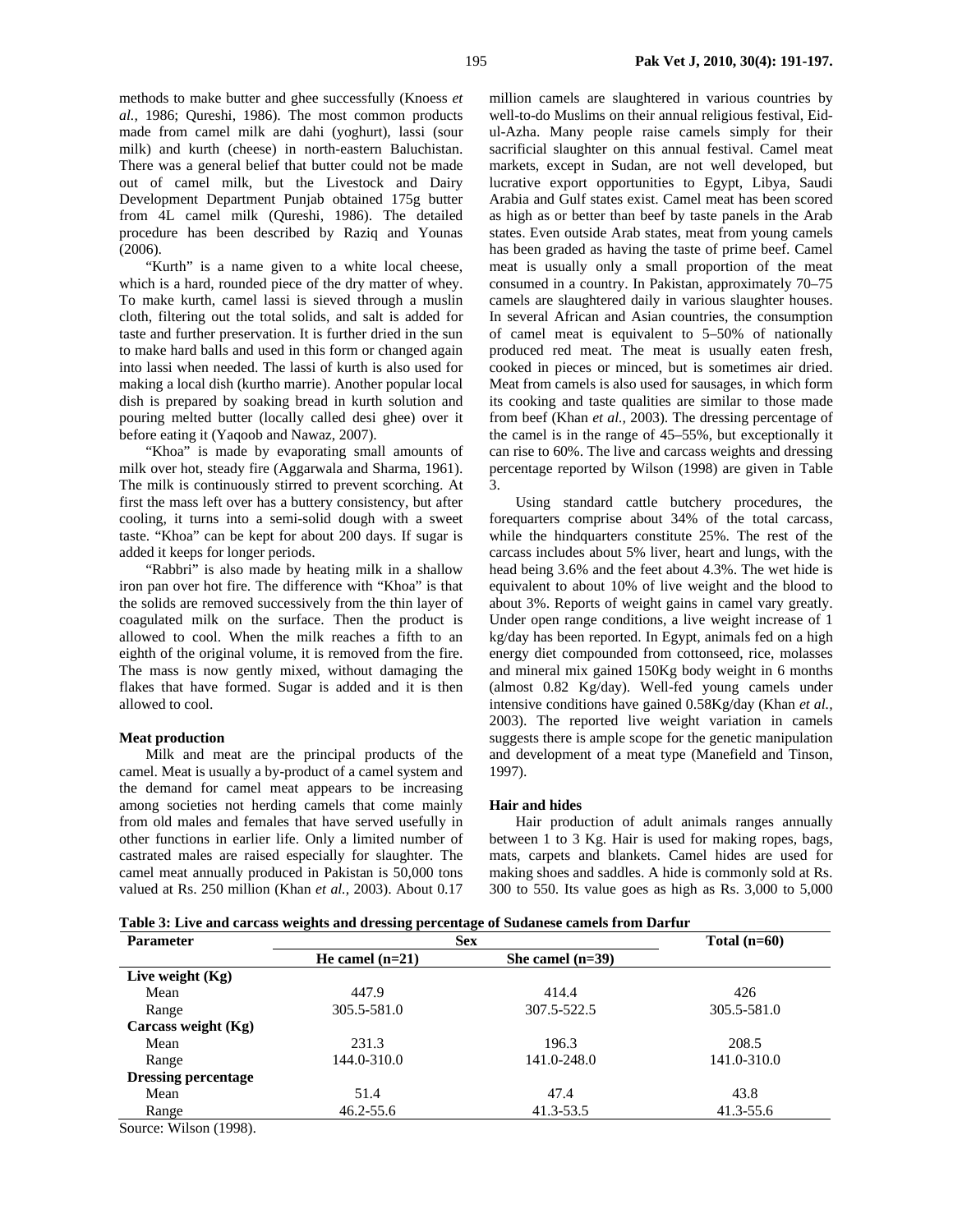methods to make butter and ghee successfully (Knoess *et al.,* 1986; Qureshi, 1986). The most common products made from camel milk are dahi (yoghurt), lassi (sour milk) and kurth (cheese) in north-eastern Baluchistan. There was a general belief that butter could not be made out of camel milk, but the Livestock and Dairy Development Department Punjab obtained 175g butter from 4L camel milk (Qureshi, 1986). The detailed procedure has been described by Raziq and Younas (2006).

"Kurth" is a name given to a white local cheese, which is a hard, rounded piece of the dry matter of whey. To make kurth, camel lassi is sieved through a muslin cloth, filtering out the total solids, and salt is added for taste and further preservation. It is further dried in the sun to make hard balls and used in this form or changed again into lassi when needed. The lassi of kurth is also used for making a local dish (kurtho marrie). Another popular local dish is prepared by soaking bread in kurth solution and pouring melted butter (locally called desi ghee) over it before eating it (Yaqoob and Nawaz, 2007).

"Khoa" is made by evaporating small amounts of milk over hot, steady fire (Aggarwala and Sharma, 1961). The milk is continuously stirred to prevent scorching. At first the mass left over has a buttery consistency, but after cooling, it turns into a semi-solid dough with a sweet taste. "Khoa" can be kept for about 200 days. If sugar is added it keeps for longer periods.

"Rabbri" is also made by heating milk in a shallow iron pan over hot fire. The difference with "Khoa" is that the solids are removed successively from the thin layer of coagulated milk on the surface. Then the product is allowed to cool. When the milk reaches a fifth to an eighth of the original volume, it is removed from the fire. The mass is now gently mixed, without damaging the flakes that have formed. Sugar is added and it is then allowed to cool.

### Meat production

Milk and meat are the principal products of the camel. Meat is usually a by-product of a camel system and the demand for camel meat appears to be increasing among societies not herding camels that come mainly from old males and females that have served usefully in other functions in earlier life. Only a limited number of castrated males are raised especially for slaughter. The camel meat annually produced in Pakistan is 50,000 tons valued at Rs. 250 million (Khan *et al.,* 2003). About 0.17 million camels are slaughtered in various countries by well-to-do Muslims on their annual religious festival, Eid-ul-Azha. Many people raise camels simply for their sacrificial slaughter on this annual festival. Camel meat markets, except in Sudan, are not well developed, but lucrative export opportunities to Egypt, Libya, Saudi Arabia and Gulf states exist. Camel meat has been scored as high as or better than beef by taste panels in the Arab states. Even outside Arab states, meat from young camels has been graded as having the taste of prime beef. Camel meat is usually only a small proportion of the meat consumed in a country. In Pakistan, approximately 70–75 camels are slaughtered daily in various slaughter houses. In several African and Asian countries, the consumption of camel meat is equivalent to 5–50% of nationally produced red meat. The meat is usually eaten fresh, cooked in pieces or minced, but is sometimes air dried. Meat from camels is also used for sausages, in which form its cooking and taste qualities are similar to those made from beef (Khan *et al.,* 2003). The dressing percentage of the camel is in the range of 45–55%, but exceptionally it can rise to 60%. The live and carcass weights and dressing percentage reported by Wilson (1998) are given in Table 3.

Using standard cattle butchery procedures, the forequarters comprise about 34% of the total carcass, while the hindquarters constitute 25%. The rest of the carcass includes about 5% liver, heart and lungs, with the head being 3.6% and the feet about 4.3%. The wet hide is equivalent to about 10% of live weight and the blood to about 3%. Reports of weight gains in camel vary greatly. Under open range conditions, a live weight increase of 1 kg/day has been reported. In Egypt, animals fed on a high energy diet compounded from cottonseed, rice, molasses and mineral mix gained 150Kg body weight in 6 months (almost 0.82 Kg/day). Well-fed young camels under intensive conditions have gained 0.58Kg/day (Khan *et al.,* 2003). The reported live weight variation in camels suggests there is ample scope for the genetic manipulation and development of a meat type (Manefield and Tinson, 1997).

### Hair and hides

Hair production of adult animals ranges annually between 1 to 3 Kg. Hair is used for making ropes, bags, mats, carpets and blankets. Camel hides are used for making shoes and saddles. A hide is commonly sold at Rs. 300 to 550. Its value goes as high as Rs. 3,000 to 5,000

**Table 3: Live and carcass weights and dressing percentage of Sudanese camels from Darfur**

| Parameter | Sex | | Total (n=60) |
|---|---|---|---|
| | He camel (n=21) | She camel (n=39) | |
| **Live weight (Kg)** | | | |
| Mean | 447.9 | 414.4 | 426 |
| Range | 305.5-581.0 | 307.5-522.5 | 305.5-581.0 |
| **Carcass weight (Kg)** | | | |
| Mean | 231.3 | 196.3 | 208.5 |
| Range | 144.0-310.0 | 141.0-248.0 | 141.0-310.0 |
| **Dressing percentage** | | | |
| Mean | 51.4 | 47.4 | 43.8 |
| Range | 46.2-55.6 | 41.3-53.5 | 41.3-55.6 |

Source: Wilson (1998).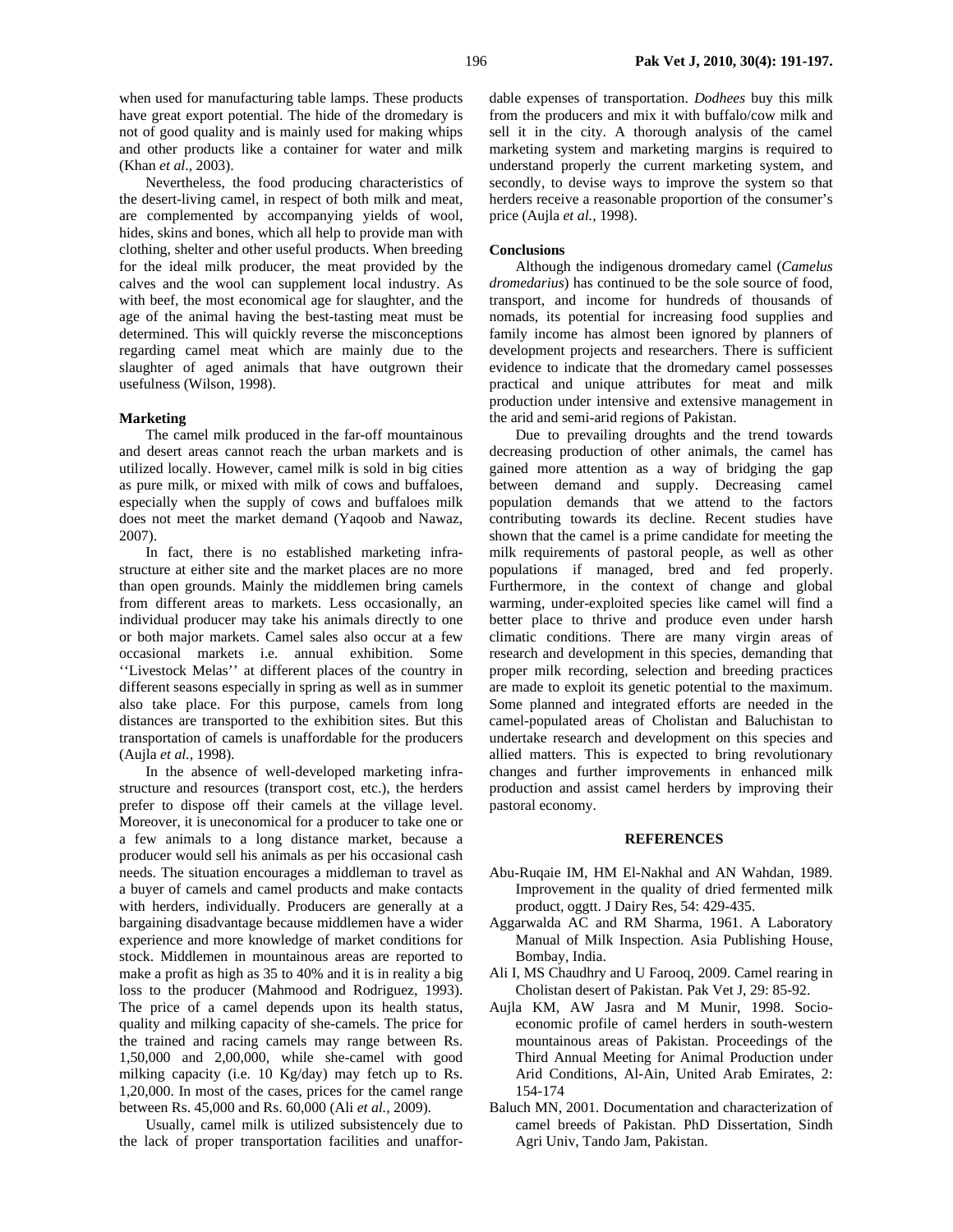when used for manufacturing table lamps. These products have great export potential. The hide of the dromedary is not of good quality and is mainly used for making whips and other products like a container for water and milk (Khan *et al*., 2003).

Nevertheless, the food producing characteristics of the desert-living camel, in respect of both milk and meat, are complemented by accompanying yields of wool, hides, skins and bones, which all help to provide man with clothing, shelter and other useful products. When breeding for the ideal milk producer, the meat provided by the calves and the wool can supplement local industry. As with beef, the most economical age for slaughter, and the age of the animal having the best-tasting meat must be determined. This will quickly reverse the misconceptions regarding camel meat which are mainly due to the slaughter of aged animals that have outgrown their usefulness (Wilson, 1998).

**Marketing**

The camel milk produced in the far-off mountainous and desert areas cannot reach the urban markets and is utilized locally. However, camel milk is sold in big cities as pure milk, or mixed with milk of cows and buffaloes, especially when the supply of cows and buffaloes milk does not meet the market demand (Yaqoob and Nawaz, 2007).

In fact, there is no established marketing infrastructure at either site and the market places are no more than open grounds. Mainly the middlemen bring camels from different areas to markets. Less occasionally, an individual producer may take his animals directly to one or both major markets. Camel sales also occur at a few occasional markets i.e. annual exhibition. Some ''Livestock Melas'' at different places of the country in different seasons especially in spring as well as in summer also take place. For this purpose, camels from long distances are transported to the exhibition sites. But this transportation of camels is unaffordable for the producers (Aujla *et al.*, 1998).

In the absence of well-developed marketing infrastructure and resources (transport cost, etc.), the herders prefer to dispose off their camels at the village level. Moreover, it is uneconomical for a producer to take one or a few animals to a long distance market, because a producer would sell his animals as per his occasional cash needs. The situation encourages a middleman to travel as a buyer of camels and camel products and make contacts with herders, individually. Producers are generally at a bargaining disadvantage because middlemen have a wider experience and more knowledge of market conditions for stock. Middlemen in mountainous areas are reported to make a profit as high as 35 to 40% and it is in reality a big loss to the producer (Mahmood and Rodriguez, 1993). The price of a camel depends upon its health status, quality and milking capacity of she-camels. The price for the trained and racing camels may range between Rs. 1,50,000 and 2,00,000, while she-camel with good milking capacity (i.e. 10 Kg/day) may fetch up to Rs. 1,20,000. In most of the cases, prices for the camel range between Rs. 45,000 and Rs. 60,000 (Ali *et al.*, 2009).

Usually, camel milk is utilized subsistencely due to the lack of proper transportation facilities and unaffordable expenses of transportation. *Dodhees* buy this milk from the producers and mix it with buffalo/cow milk and sell it in the city. A thorough analysis of the camel marketing system and marketing margins is required to understand properly the current marketing system, and secondly, to devise ways to improve the system so that herders receive a reasonable proportion of the consumer's price (Aujla *et al.,* 1998).

**Conclusions**

Although the indigenous dromedary camel (*Camelus dromedarius*) has continued to be the sole source of food, transport, and income for hundreds of thousands of nomads, its potential for increasing food supplies and family income has almost been ignored by planners of development projects and researchers. There is sufficient evidence to indicate that the dromedary camel possesses practical and unique attributes for meat and milk production under intensive and extensive management in the arid and semi-arid regions of Pakistan.

Due to prevailing droughts and the trend towards decreasing production of other animals, the camel has gained more attention as a way of bridging the gap between demand and supply. Decreasing camel population demands that we attend to the factors contributing towards its decline. Recent studies have shown that the camel is a prime candidate for meeting the milk requirements of pastoral people, as well as other populations if managed, bred and fed properly. Furthermore, in the context of change and global warming, under-exploited species like camel will find a better place to thrive and produce even under harsh climatic conditions. There are many virgin areas of research and development in this species, demanding that proper milk recording, selection and breeding practices are made to exploit its genetic potential to the maximum. Some planned and integrated efforts are needed in the camel-populated areas of Cholistan and Baluchistan to undertake research and development on this species and allied matters. This is expected to bring revolutionary changes and further improvements in enhanced milk production and assist camel herders by improving their pastoral economy.

## REFERENCES

Abu-Ruqaie IM, HM El-Nakhal and AN Wahdan, 1989. Improvement in the quality of dried fermented milk product, oggtt. J Dairy Res, 54: 429-435.

Aggarwalda AC and RM Sharma, 1961. A Laboratory Manual of Milk Inspection. Asia Publishing House, Bombay, India.

Ali I, MS Chaudhry and U Farooq, 2009. Camel rearing in Cholistan desert of Pakistan. Pak Vet J, 29: 85-92.

Aujla KM, AW Jasra and M Munir, 1998. Socio-economic profile of camel herders in south-western mountainous areas of Pakistan. Proceedings of the Third Annual Meeting for Animal Production under Arid Conditions, Al-Ain, United Arab Emirates, 2: 154-174

Baluch MN, 2001. Documentation and characterization of camel breeds of Pakistan. PhD Dissertation, Sindh Agri Univ, Tando Jam, Pakistan.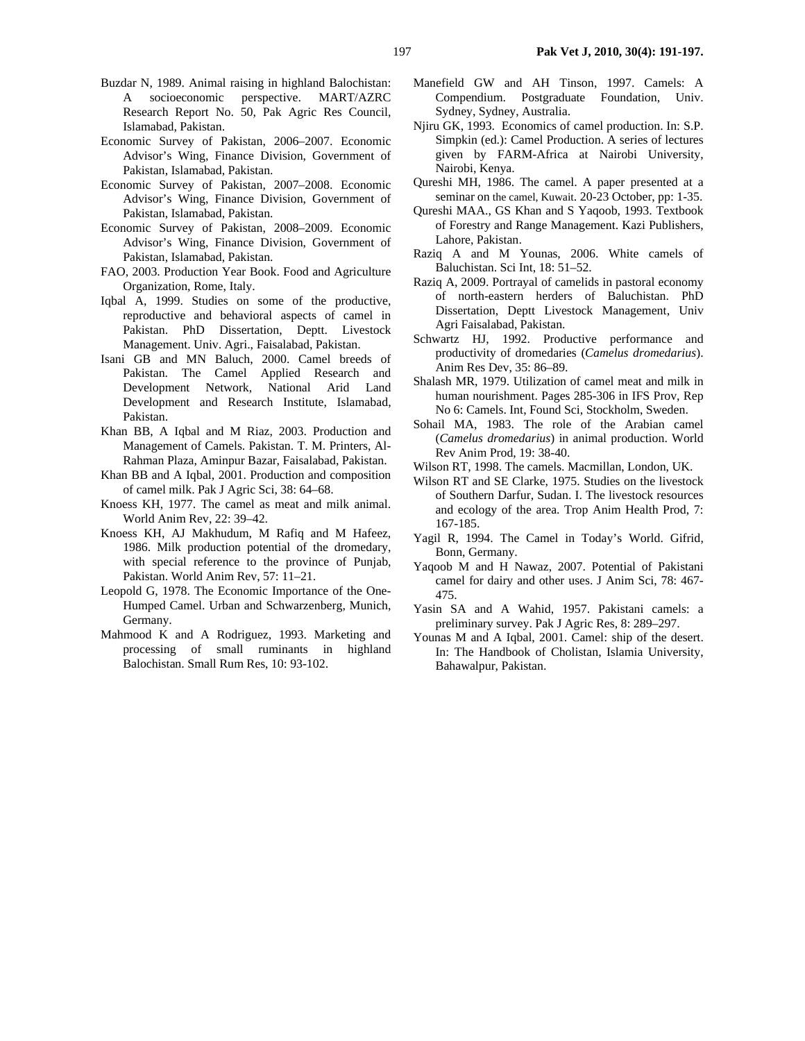Buzdar N, 1989. Animal raising in highland Balochistan: A socioeconomic perspective. MART/AZRC Research Report No. 50, Pak Agric Res Council, Islamabad, Pakistan.

Economic Survey of Pakistan, 2006–2007. Economic Advisor's Wing, Finance Division, Government of Pakistan, Islamabad, Pakistan.

Economic Survey of Pakistan, 2007–2008. Economic Advisor's Wing, Finance Division, Government of Pakistan, Islamabad, Pakistan.

Economic Survey of Pakistan, 2008–2009. Economic Advisor's Wing, Finance Division, Government of Pakistan, Islamabad, Pakistan.

FAO, 2003. Production Year Book. Food and Agriculture Organization, Rome, Italy.

Iqbal A, 1999. Studies on some of the productive, reproductive and behavioral aspects of camel in Pakistan. PhD Dissertation, Deptt. Livestock Management. Univ. Agri., Faisalabad, Pakistan.

Isani GB and MN Baluch, 2000. Camel breeds of Pakistan. The Camel Applied Research and Development Network, National Arid Land Development and Research Institute, Islamabad, Pakistan.

Khan BB, A Iqbal and M Riaz, 2003. Production and Management of Camels. Pakistan. T. M. Printers, Al-Rahman Plaza, Aminpur Bazar, Faisalabad, Pakistan.

Khan BB and A Iqbal, 2001. Production and composition of camel milk. Pak J Agric Sci, 38: 64–68.

Knoess KH, 1977. The camel as meat and milk animal. World Anim Rev, 22: 39–42.

Knoess KH, AJ Makhudum, M Rafiq and M Hafeez, 1986. Milk production potential of the dromedary, with special reference to the province of Punjab, Pakistan. World Anim Rev, 57: 11–21.

Leopold G, 1978. The Economic Importance of the One-Humped Camel. Urban and Schwarzenberg, Munich, Germany.

Mahmood K and A Rodriguez, 1993. Marketing and processing of small ruminants in highland Balochistan. Small Rum Res, 10: 93-102.

Manefield GW and AH Tinson, 1997. Camels: A Compendium. Postgraduate Foundation, Univ. Sydney, Sydney, Australia.

Njiru GK, 1993. Economics of camel production. In: S.P. Simpkin (ed.): Camel Production. A series of lectures given by FARM-Africa at Nairobi University, Nairobi, Kenya.

Qureshi MH, 1986. The camel. A paper presented at a seminar on the camel, Kuwait. 20-23 October, pp: 1-35.

Qureshi MAA., GS Khan and S Yaqoob, 1993. Textbook of Forestry and Range Management. Kazi Publishers, Lahore, Pakistan.

Raziq A and M Younas, 2006. White camels of Baluchistan. Sci Int, 18: 51–52.

Raziq A, 2009. Portrayal of camelids in pastoral economy of north-eastern herders of Baluchistan. PhD Dissertation, Deptt Livestock Management, Univ Agri Faisalabad, Pakistan.

Schwartz HJ, 1992. Productive performance and productivity of dromedaries (*Camelus dromedarius*). Anim Res Dev, 35: 86–89.

Shalash MR, 1979. Utilization of camel meat and milk in human nourishment. Pages 285-306 in IFS Prov, Rep No 6: Camels. Int, Found Sci, Stockholm, Sweden.

Sohail MA, 1983. The role of the Arabian camel (*Camelus dromedarius*) in animal production. World Rev Anim Prod, 19: 38-40.

Wilson RT, 1998. The camels. Macmillan, London, UK.

Wilson RT and SE Clarke, 1975. Studies on the livestock of Southern Darfur, Sudan. I. The livestock resources and ecology of the area. Trop Anim Health Prod, 7: 167-185.

Yagil R, 1994. The Camel in Today's World. Gifrid, Bonn, Germany.

Yaqoob M and H Nawaz, 2007. Potential of Pakistani camel for dairy and other uses. J Anim Sci, 78: 467-475.

Yasin SA and A Wahid, 1957. Pakistani camels: a preliminary survey. Pak J Agric Res, 8: 289–297.

Younas M and A Iqbal, 2001. Camel: ship of the desert. In: The Handbook of Cholistan, Islamia University, Bahawalpur, Pakistan.